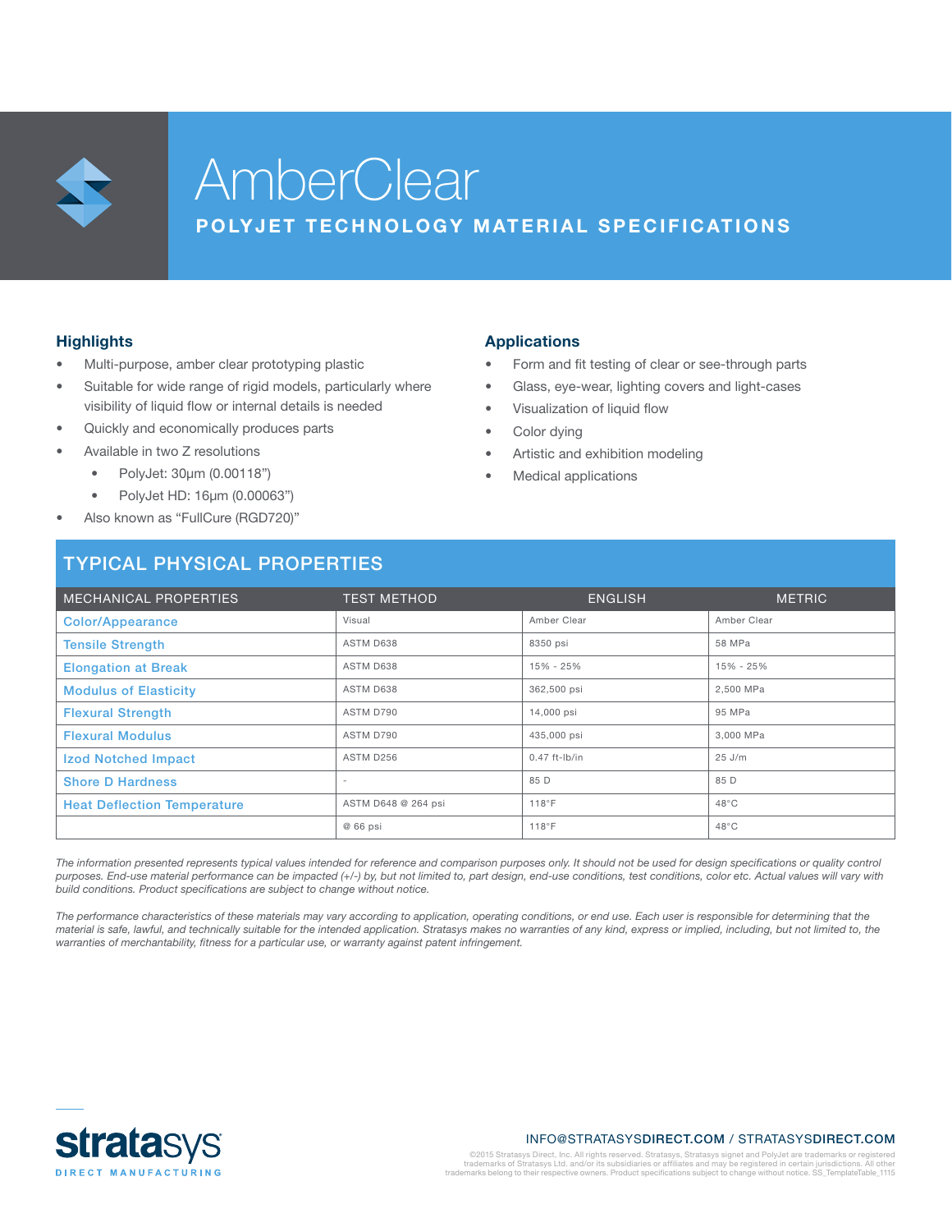# AmberClear

## POLYJET TECHNOLOGY MATERIAL SPECIFICATIONS

### Highlights

- Multi-purpose, amber clear prototyping plastic
- Suitable for wide range of rigid models, particularly where visibility of liquid flow or internal details is needed
- Quickly and economically produces parts
- Available in two Z resolutions
  - PolyJet: 30µm (0.00118")
  - PolyJet HD: 16µm (0.00063")
- Also known as "FullCure (RGD720)"

### Applications

- Form and fit testing of clear or see-through parts
- Glass, eye-wear, lighting covers and light-cases
- Visualization of liquid flow
- Color dying
- Artistic and exhibition modeling
- Medical applications

## TYPICAL PHYSICAL PROPERTIES

| MECHANICAL PROPERTIES | TEST METHOD | ENGLISH | METRIC |
|---|---|---|---|
| Color/Appearance | Visual | Amber Clear | Amber Clear |
| Tensile Strength | ASTM D638 | 8350 psi | 58 MPa |
| Elongation at Break | ASTM D638 | 15% - 25% | 15% - 25% |
| Modulus of Elasticity | ASTM D638 | 362,500 psi | 2,500 MPa |
| Flexural Strength | ASTM D790 | 14,000 psi | 95 MPa |
| Flexural Modulus | ASTM D790 | 435,000 psi | 3,000 MPa |
| Izod Notched Impact | ASTM D256 | 0.47 ft-lb/in | 25 J/m |
| Shore D Hardness | - | 85 D | 85 D |
| Heat Deflection Temperature | ASTM D648 @ 264 psi | 118°F | 48°C |
| | @ 66 psi | 118°F | 48°C |

*The information presented represents typical values intended for reference and comparison purposes only. It should not be used for design specifications or quality control purposes. End-use material performance can be impacted (+/-) by, but not limited to, part design, end-use conditions, test conditions, color etc. Actual values will vary with build conditions. Product specifications are subject to change without notice.*

*The performance characteristics of these materials may vary according to application, operating conditions, or end use. Each user is responsible for determining that the material is safe, lawful, and technically suitable for the intended application. Stratasys makes no warranties of any kind, express or implied, including, but not limited to, the warranties of merchantability, fitness for a particular use, or warranty against patent infringement.*

stratasys DIRECT MANUFACTURING

INFO@STRATASYSDIRECT.COM / STRATASYSDIRECT.COM

©2015 Stratasys Direct, Inc. All rights reserved. Stratasys, Stratasys signet and PolyJet are trademarks or registered trademarks of Stratasys Ltd. and/or its subsidiaries or affiliates and may be registered in certain jurisdictions. All other trademarks belong to their respective owners. Product specifications subject to change without notice. SS_TemplateTable_1115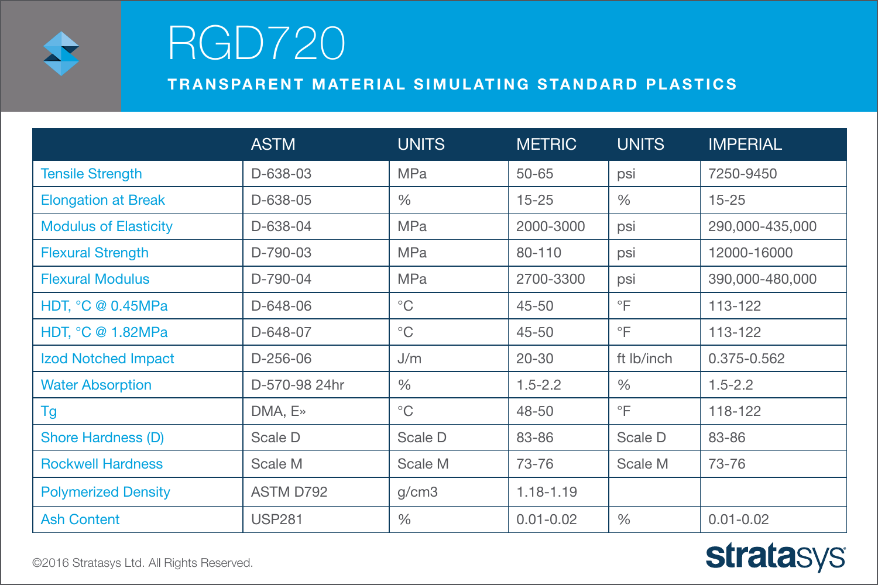# RGD720

## TRANSPARENT MATERIAL SIMULATING STANDARD PLASTICS

| | ASTM | UNITS | METRIC | UNITS | IMPERIAL |
|---|---|---|---|---|---|
| Tensile Strength | D-638-03 | MPa | 50-65 | psi | 7250-9450 |
| Elongation at Break | D-638-05 | % | 15-25 | % | 15-25 |
| Modulus of Elasticity | D-638-04 | MPa | 2000-3000 | psi | 290,000-435,000 |
| Flexural Strength | D-790-03 | MPa | 80-110 | psi | 12000-16000 |
| Flexural Modulus | D-790-04 | MPa | 2700-3300 | psi | 390,000-480,000 |
| HDT, °C @ 0.45MPa | D-648-06 | °C | 45-50 | °F | 113-122 |
| HDT, °C @ 1.82MPa | D-648-07 | °C | 45-50 | °F | 113-122 |
| Izod Notched Impact | D-256-06 | J/m | 20-30 | ft lb/inch | 0.375-0.562 |
| Water Absorption | D-570-98 24hr | % | 1.5-2.2 | % | 1.5-2.2 |
| Tg | DMA, E» | °C | 48-50 | °F | 118-122 |
| Shore Hardness (D) | Scale D | Scale D | 83-86 | Scale D | 83-86 |
| Rockwell Hardness | Scale M | Scale M | 73-76 | Scale M | 73-76 |
| Polymerized Density | ASTM D792 | g/cm3 | 1.18-1.19 | | |
| Ash Content | USP281 | % | 0.01-0.02 | % | 0.01-0.02 |

©2016 Stratasys Ltd. All Rights Reserved.

stratasys